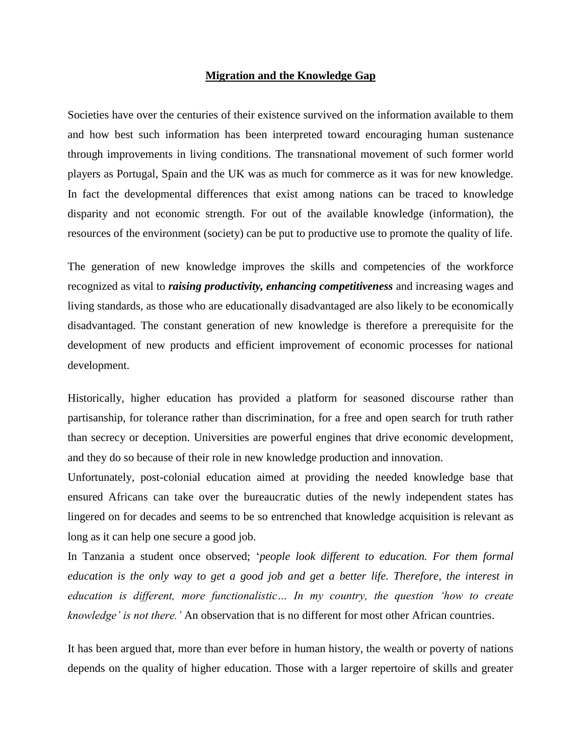# Migration and the Knowledge Gap

Societies have over the centuries of their existence survived on the information available to them and how best such information has been interpreted toward encouraging human sustenance through improvements in living conditions. The transnational movement of such former world players as Portugal, Spain and the UK was as much for commerce as it was for new knowledge. In fact the developmental differences that exist among nations can be traced to knowledge disparity and not economic strength. For out of the available knowledge (information), the resources of the environment (society) can be put to productive use to promote the quality of life.

The generation of new knowledge improves the skills and competencies of the workforce recognized as vital to ***raising productivity, enhancing competitiveness*** and increasing wages and living standards, as those who are educationally disadvantaged are also likely to be economically disadvantaged. The constant generation of new knowledge is therefore a prerequisite for the development of new products and efficient improvement of economic processes for national development.

Historically, higher education has provided a platform for seasoned discourse rather than partisanship, for tolerance rather than discrimination, for a free and open search for truth rather than secrecy or deception. Universities are powerful engines that drive economic development, and they do so because of their role in new knowledge production and innovation.

Unfortunately, post-colonial education aimed at providing the needed knowledge base that ensured Africans can take over the bureaucratic duties of the newly independent states has lingered on for decades and seems to be so entrenched that knowledge acquisition is relevant as long as it can help one secure a good job.

In Tanzania a student once observed; '*people look different to education. For them formal education is the only way to get a good job and get a better life. Therefore, the interest in education is different, more functionalistic… In my country, the question 'how to create knowledge' is not there.'* An observation that is no different for most other African countries.

It has been argued that, more than ever before in human history, the wealth or poverty of nations depends on the quality of higher education. Those with a larger repertoire of skills and greater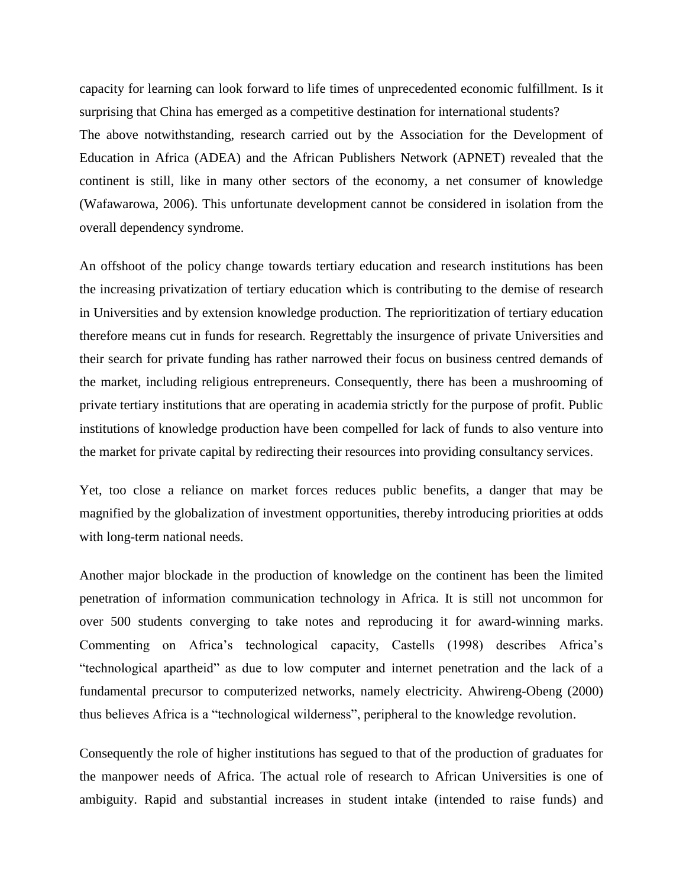capacity for learning can look forward to life times of unprecedented economic fulfillment. Is it surprising that China has emerged as a competitive destination for international students?
The above notwithstanding, research carried out by the Association for the Development of Education in Africa (ADEA) and the African Publishers Network (APNET) revealed that the continent is still, like in many other sectors of the economy, a net consumer of knowledge (Wafawarowa, 2006). This unfortunate development cannot be considered in isolation from the overall dependency syndrome.

An offshoot of the policy change towards tertiary education and research institutions has been the increasing privatization of tertiary education which is contributing to the demise of research in Universities and by extension knowledge production. The reprioritization of tertiary education therefore means cut in funds for research. Regrettably the insurgence of private Universities and their search for private funding has rather narrowed their focus on business centred demands of the market, including religious entrepreneurs. Consequently, there has been a mushrooming of private tertiary institutions that are operating in academia strictly for the purpose of profit. Public institutions of knowledge production have been compelled for lack of funds to also venture into the market for private capital by redirecting their resources into providing consultancy services.

Yet, too close a reliance on market forces reduces public benefits, a danger that may be magnified by the globalization of investment opportunities, thereby introducing priorities at odds with long-term national needs.

Another major blockade in the production of knowledge on the continent has been the limited penetration of information communication technology in Africa. It is still not uncommon for over 500 students converging to take notes and reproducing it for award-winning marks. Commenting on Africa's technological capacity, Castells (1998) describes Africa's "technological apartheid" as due to low computer and internet penetration and the lack of a fundamental precursor to computerized networks, namely electricity. Ahwireng-Obeng (2000) thus believes Africa is a "technological wilderness", peripheral to the knowledge revolution.

Consequently the role of higher institutions has segued to that of the production of graduates for the manpower needs of Africa. The actual role of research to African Universities is one of ambiguity. Rapid and substantial increases in student intake (intended to raise funds) and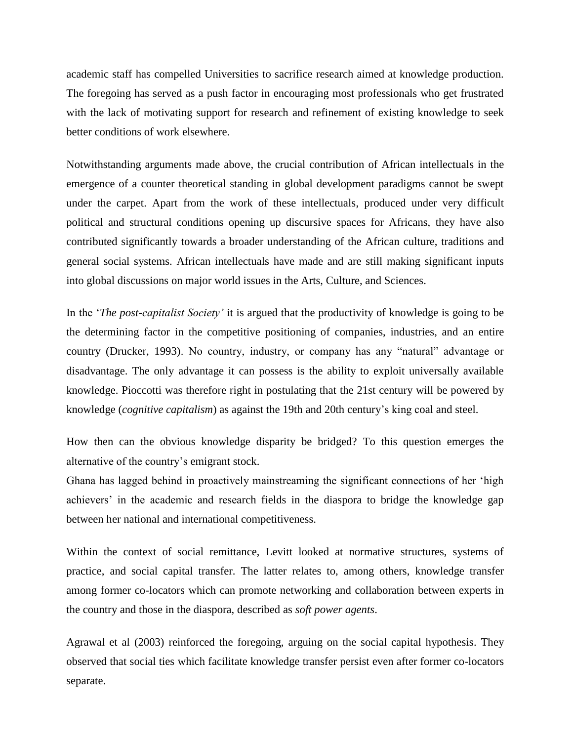academic staff has compelled Universities to sacrifice research aimed at knowledge production. The foregoing has served as a push factor in encouraging most professionals who get frustrated with the lack of motivating support for research and refinement of existing knowledge to seek better conditions of work elsewhere.

Notwithstanding arguments made above, the crucial contribution of African intellectuals in the emergence of a counter theoretical standing in global development paradigms cannot be swept under the carpet. Apart from the work of these intellectuals, produced under very difficult political and structural conditions opening up discursive spaces for Africans, they have also contributed significantly towards a broader understanding of the African culture, traditions and general social systems. African intellectuals have made and are still making significant inputs into global discussions on major world issues in the Arts, Culture, and Sciences.

In the '*The post-capitalist Society'* it is argued that the productivity of knowledge is going to be the determining factor in the competitive positioning of companies, industries, and an entire country (Drucker, 1993). No country, industry, or company has any "natural" advantage or disadvantage. The only advantage it can possess is the ability to exploit universally available knowledge. Pioccotti was therefore right in postulating that the 21st century will be powered by knowledge (*cognitive capitalism*) as against the 19th and 20th century's king coal and steel.

How then can the obvious knowledge disparity be bridged? To this question emerges the alternative of the country's emigrant stock.

Ghana has lagged behind in proactively mainstreaming the significant connections of her 'high achievers' in the academic and research fields in the diaspora to bridge the knowledge gap between her national and international competitiveness.

Within the context of social remittance, Levitt looked at normative structures, systems of practice, and social capital transfer. The latter relates to, among others, knowledge transfer among former co-locators which can promote networking and collaboration between experts in the country and those in the diaspora, described as *soft power agents*.

Agrawal et al (2003) reinforced the foregoing, arguing on the social capital hypothesis. They observed that social ties which facilitate knowledge transfer persist even after former co-locators separate.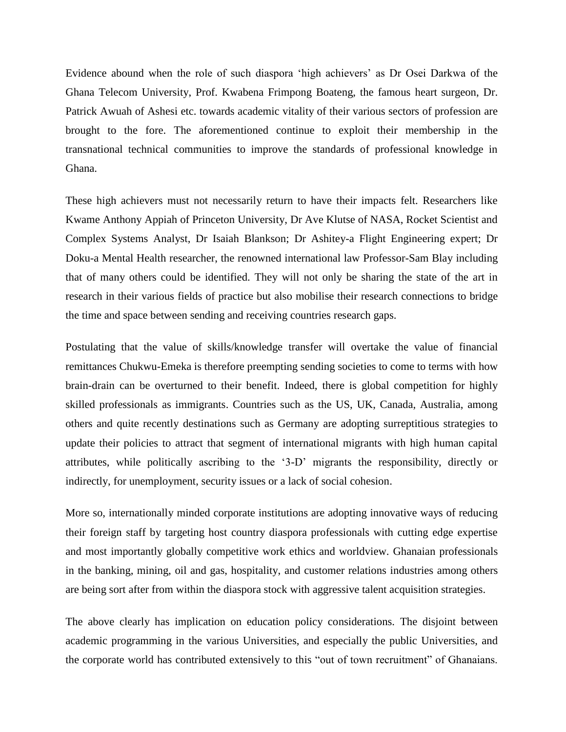Evidence abound when the role of such diaspora 'high achievers' as Dr Osei Darkwa of the Ghana Telecom University, Prof. Kwabena Frimpong Boateng, the famous heart surgeon, Dr. Patrick Awuah of Ashesi etc. towards academic vitality of their various sectors of profession are brought to the fore. The aforementioned continue to exploit their membership in the transnational technical communities to improve the standards of professional knowledge in Ghana.

These high achievers must not necessarily return to have their impacts felt. Researchers like Kwame Anthony Appiah of Princeton University, Dr Ave Klutse of NASA, Rocket Scientist and Complex Systems Analyst, Dr Isaiah Blankson; Dr Ashitey-a Flight Engineering expert; Dr Doku-a Mental Health researcher, the renowned international law Professor-Sam Blay including that of many others could be identified. They will not only be sharing the state of the art in research in their various fields of practice but also mobilise their research connections to bridge the time and space between sending and receiving countries research gaps.

Postulating that the value of skills/knowledge transfer will overtake the value of financial remittances Chukwu-Emeka is therefore preempting sending societies to come to terms with how brain-drain can be overturned to their benefit. Indeed, there is global competition for highly skilled professionals as immigrants. Countries such as the US, UK, Canada, Australia, among others and quite recently destinations such as Germany are adopting surreptitious strategies to update their policies to attract that segment of international migrants with high human capital attributes, while politically ascribing to the '3-D' migrants the responsibility, directly or indirectly, for unemployment, security issues or a lack of social cohesion.

More so, internationally minded corporate institutions are adopting innovative ways of reducing their foreign staff by targeting host country diaspora professionals with cutting edge expertise and most importantly globally competitive work ethics and worldview. Ghanaian professionals in the banking, mining, oil and gas, hospitality, and customer relations industries among others are being sort after from within the diaspora stock with aggressive talent acquisition strategies.

The above clearly has implication on education policy considerations. The disjoint between academic programming in the various Universities, and especially the public Universities, and the corporate world has contributed extensively to this "out of town recruitment" of Ghanaians.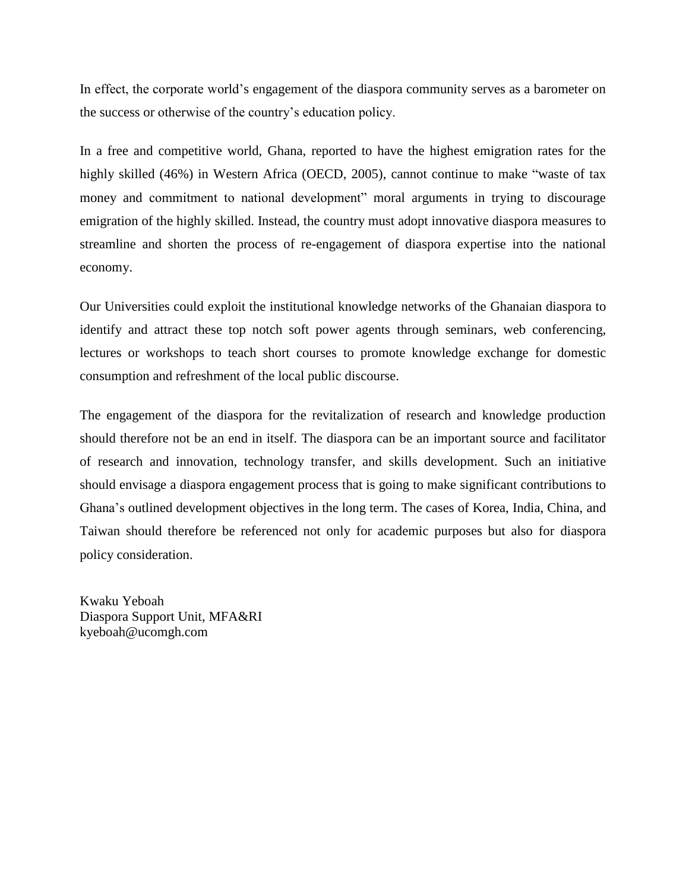In effect, the corporate world's engagement of the diaspora community serves as a barometer on the success or otherwise of the country's education policy.

In a free and competitive world, Ghana, reported to have the highest emigration rates for the highly skilled (46%) in Western Africa (OECD, 2005), cannot continue to make "waste of tax money and commitment to national development" moral arguments in trying to discourage emigration of the highly skilled. Instead, the country must adopt innovative diaspora measures to streamline and shorten the process of re-engagement of diaspora expertise into the national economy.

Our Universities could exploit the institutional knowledge networks of the Ghanaian diaspora to identify and attract these top notch soft power agents through seminars, web conferencing, lectures or workshops to teach short courses to promote knowledge exchange for domestic consumption and refreshment of the local public discourse.

The engagement of the diaspora for the revitalization of research and knowledge production should therefore not be an end in itself. The diaspora can be an important source and facilitator of research and innovation, technology transfer, and skills development. Such an initiative should envisage a diaspora engagement process that is going to make significant contributions to Ghana's outlined development objectives in the long term. The cases of Korea, India, China, and Taiwan should therefore be referenced not only for academic purposes but also for diaspora policy consideration.

Kwaku Yeboah  
Diaspora Support Unit, MFA&RI  
kyeboah@ucomgh.com